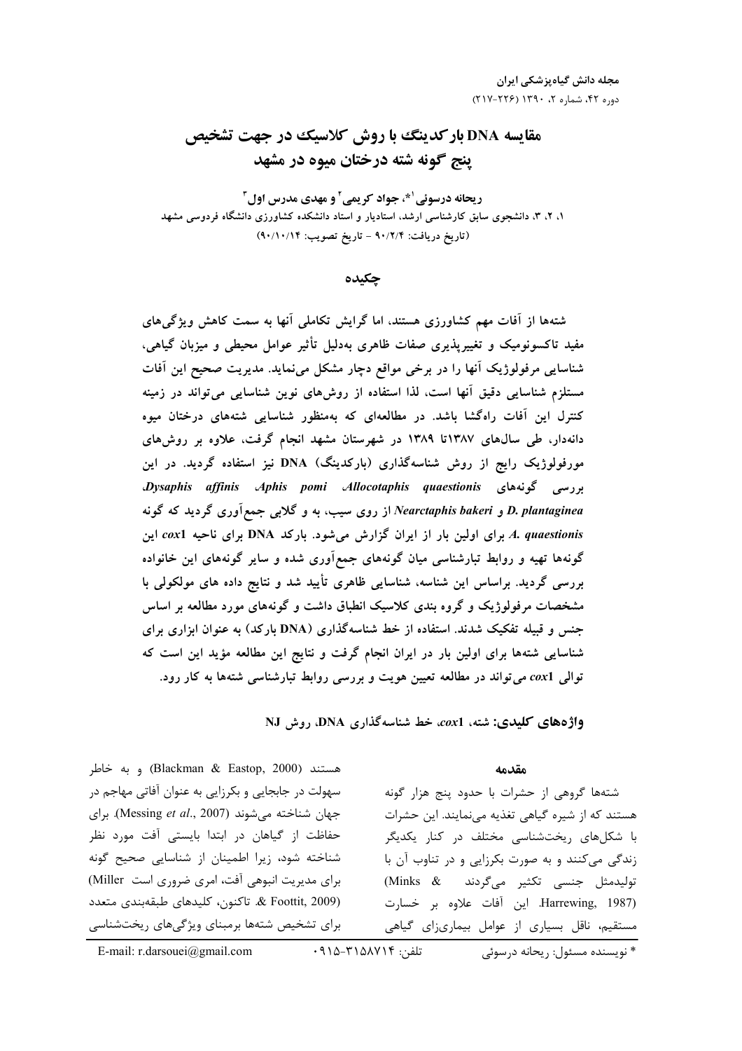# مقایسه DNA بارکدینگ با روش کلاسیک در جهت تشخیص پنج گونه شته درختان میوه در مشهد

**ریحانه درسوئی[1]*، جواد کریمی[2] و مهدی مدرس اول[3]**

۱، ۲، ۳، دانشجوی سابق کارشناسی ارشد، استادیار و استاد دانشکده کشاورزی دانشگاه فردوسی مشهد

(تاریخ دریافت: ۹۰/۲/۴ - تاریخ تصویب: ۹۰/۱۰/۱۴)

## چکیده

شته‌ها از آفات مهم کشاورزی هستند، اما گرایش تکاملی آنها به سمت کاهش ویژگی‌های مفید تاکسونومیک و تغییرپذیری صفات ظاهری به‌دلیل تأثیر عوامل محیطی و میزبان گیاهی، شناسایی مرفولوژیک آنها را در برخی مواقع دچار مشکل می‌نماید. مدیریت صحیح این آفات مستلزم شناسایی دقیق آنها است، لذا استفاده از روش‌های نوین شناسایی می‌تواند در زمینه کنترل این آفات راه‌گشا باشد. در مطالعه‌ای که به‌منظور شناسایی شته‌های درختان میوه دانه‌دار، طی سال‌های ۱۳۸۷تا ۱۳۸۹ در شهرستان مشهد انجام گرفت، علاوه بر روش‌های مورفولوژیک رایج از روش شناسه‌گذاری (بارکدینگ) DNA نیز استفاده گردید. در این بررسی گونه‌های *Allocotaphis quaestionis*، *Aphis pomi*، *Dysaphis affinis*، *D. plantaginea* و *Nearctaphis bakeri* از روی سیب، به و گلابی جمع‌آوری گردید که گونه *A. quaestionis* برای اولین بار از ایران گزارش می‌شود. بارکد DNA برای ناحیه *cox1* این گونه‌ها تهیه و روابط تبارشناسی میان گونه‌های جمع‌آوری شده و سایر گونه‌های این خانواده بررسی گردید. براساس این شناسه، شناسایی ظاهری تأیید شد و نتایج داده های مولکولی با مشخصات مرفولوژیک و گروه بندی کلاسیک انطباق داشت و گونه‌های مورد مطالعه بر اساس جنس و قبیله تفکیک شدند. استفاده از خط شناسه‌گذاری (DNA بارکد) به عنوان ابزاری برای شناسایی شته‌ها برای اولین بار در ایران انجام گرفت و نتایج این مطالعه مؤید این است که توالی *cox1* می‌تواند در مطالعه تعیین هویت و بررسی روابط تبارشناسی شته‌ها به کار رود.

**واژه‌های کلیدی:** شته، *cox1*، خط شناسه‌گذاری DNA، روش NJ

## مقدمه

شته‌ها گروهی از حشرات با حدود پنج هزار گونه هستند که از شیره گیاهی تغذیه می‌نمایند. این حشرات با شکل‌های ریخت‌شناسی مختلف در کنار یکدیگر زندگی می‌کنند و به صورت بکرزایی و در تناوب آن با تولیدمثل جنسی تکثیر می‌گردند (Minks & Harrewing, 1987). این آفات علاوه بر خسارت مستقیم، ناقل بسیاری از عوامل بیماری‌زای گیاهی هستند (Blackman & Eastop, 2000) و به خاطر سهولت در جابجایی و بکرزایی به عنوان آفاتی مهاجم در جهان شناخته می‌شوند (Messing *et al*., 2007). برای حفاظت از گیاهان در ابتدا بایستی آفت مورد نظر شناخته شود، زیرا اطمینان از شناسایی صحیح گونه برای مدیریت انبوهی آفت، امری ضروری است (Miller & Foottit, 2009). تاکنون، کلیدهای طبقه‌بندی متعدد برای تشخیص شته‌ها برمبنای ویژگی‌های ریخت‌شناسی

---

* نویسنده مسئول: ریحانه درسوئی    تلفن: ۰۹۱۵-۳۱۵۸۷۱۴    E-mail: r.darsouei@gmail.com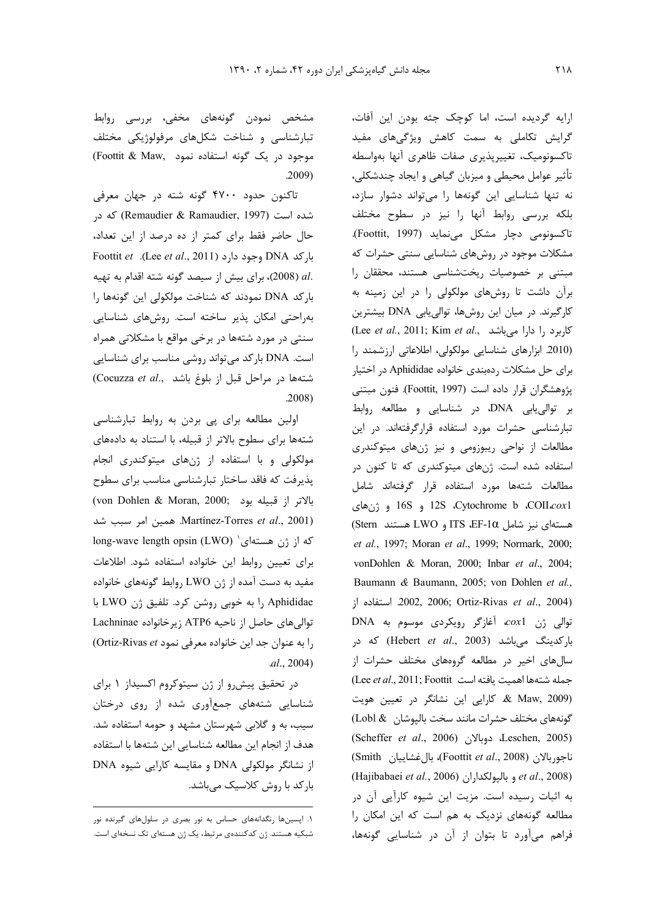ارایه گردیده است، اما کوچک جثه بودن این آفات، گرایش تکاملی به سمت کاهش ویژگی‌های مفید تاکسونومیک، تغییرپذیری صفات ظاهری آنها به‌واسطه تأثیر عوامل محیطی و میزبان گیاهی و ایجاد چندشکلی، نه تنها شناسایی این گونه‌ها را می‌تواند دشوار سازد، بلکه بررسی روابط آنها را نیز در سطوح مختلف تاکسونومی دچار مشکل می‌نماید (Foottit, 1997). مشکلات موجود در روش‌های شناسایی سنتی حشرات که مبتنی بر خصوصیات ریخت‌شناسی هستند، محققان را برآن داشت تا روش‌های مولکولی را در این زمینه به کارگیرند. در میان این روش‌ها، توالی‌یابی DNA بیشترین کاربرد را دارا می‌باشد (Lee *et al.*, 2011; Kim *et al.*, 2010). ابزارهای شناسایی مولکولی، اطلاعاتی ارزشمند را برای حل مشکلات رده‌بندی خانواده Aphididae در اختیار پژوهشگران قرار داده است (Foottit, 1997). فنون مبتنی بر توالی‌یابی DNA، در شناسایی و مطالعه روابط تبارشناسی حشرات مورد استفاده قرارگرفته‌اند. در این مطالعات از نواحی ریبوزومی و نیز ژن‌های میتوکندری استفاده شده است. ژن‌های میتوکندری که تا کنون در مطالعات شته‌ها مورد استفاده قرار گرفته‌اند شامل *cox*1، COII، Cytochrome b، 12S و 16S و ژن‌های هسته‌ای نیز شامل EF-1α، ITS و LWO هستند (Stern *et al.*, 1997; Moran *et al.*, 1999; Normark, 2000; vonDohlen & Moran, 2000; Inbar *et al.*, 2004; Baumann & Baumann, 2005; von Dohlen *et al.*, 2002, 2006; Ortiz-Rivas *et al.*, 2004). استفاده از توالی ژن *cox*1، آغازگر رویکردی موسوم به DNA بارکدینگ می‌باشد (Hebert *et al.*, 2003) که در سال‌های اخیر در مطالعه گروه‌های مختلف حشرات از جمله شته‌ها اهمیت یافته است (Lee *et al.*, 2011; Foottit & Maw, 2009). کارایی این نشانگر در تعیین هویت گونه‌های مختلف حشرات مانند سخت بالپوشان (Lobl & Leschen, 2005)، دوبالان (Scheffer *et al.*, 2006)، ناجوربالان (Foottit *et al.*, 2008)، بال‌غشاییان (Smith *et al.*, 2008) و بالپولکداران (Hajibabaei *et al.*, 2006) به اثبات رسیده است. مزیت این شیوه کارآیی آن در مطالعه گونه‌های نزدیک به هم است که این امکان را فراهم می‌آورد تا بتوان از آن در شناسایی گونه‌ها، مشخص نمودن گونه‌های مخفی، بررسی روابط تبارشناسی و شناخت شکل‌های مرفولوژیکی مختلف موجود در یک گونه استفاده نمود (Foottit & Maw, 2009).

تاکنون حدود ۴۷۰۰ گونه شته در جهان معرفی شده است (Remaudier & Ramaudier, 1997) که در حال حاضر فقط برای کمتر از ده درصد از این تعداد، بارکد DNA وجود دارد (Lee *et al.*, 2011). Foottit *et al.* (2008)، برای بیش از سیصد گونه شته اقدام به تهیه بارکد DNA نمودند که شناخت مولکولی این گونه‌ها را به‌راحتی امکان پذیر ساخته است. روش‌های شناسایی سنتی در مورد شته‌ها در برخی مواقع با مشکلاتی همراه است. DNA بارکد می‌تواند روشی مناسب برای شناسایی شته‌ها در مراحل قبل از بلوغ باشد (Cocuzza *et al.*, 2008).

اولین مطالعه برای پی بردن به روابط تبارشناسی شته‌ها برای سطوح بالاتر از قبیله، با استناد به داده‌های مولکولی و با استفاده از ژن‌های میتوکندری انجام پذیرفت که فاقد ساختار تبارشناسی مناسب برای سطوح بالاتر از قبیله بود (von Dohlen & Moran, 2000; Martínez-Torres *et al.*, 2001). همین امر سبب شد که از ژن هسته‌ای[1] long-wave length opsin (LWO) برای تعیین روابط این خانواده استفاده شود. اطلاعات مفید به دست آمده از ژن LWO روابط گونه‌های خانواده Aphididae را به خوبی روشن کرد. تلفیق ژن LWO با توالی‌های حاصل از ناحیه ATP6 زیرخانواده Lachninae را به عنوان جد این خانواده معرفی نمود (Ortiz-Rivas *et al.*, 2004).

در تحقیق پیش‌رو از ژن سیتوکروم اکسیداز ۱ برای شناسایی شته‌های جمع‌آوری شده از روی درختان سیب، به و گلابی شهرستان مشهد و حومه استفاده شد. هدف از انجام این مطالعه شناسایی این شته‌ها با استفاده از نشانگر مولکولی DNA و مقایسه کارایی شیوه DNA بارکد با روش کلاسیک می‌باشد.

---

۱. ایپسین‌ها رنگدانه‌های حساس به نور بصری در سلول‌های گیرنده نور شبکیه هستند. ژن کدکننده‌ی مرتبط، یک ژن هسته‌ای تک نسخه‌ای است.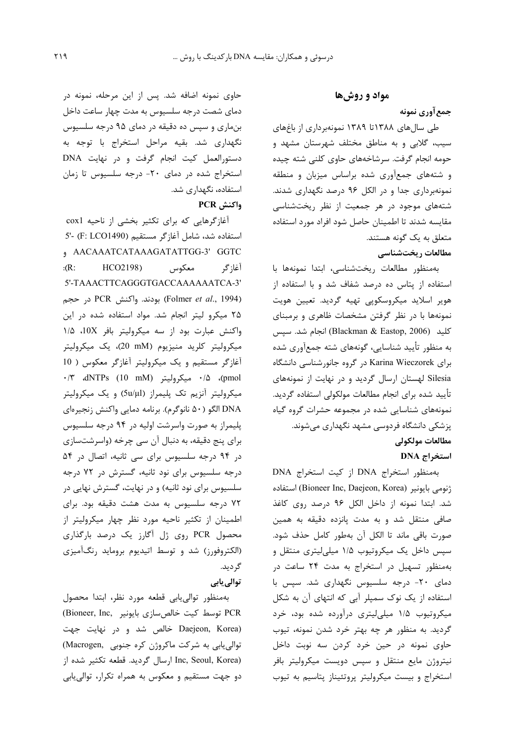## مواد و روش‌ها

### جمع‌آوری نمونه

طی سال‌های ۱۳۸۸تا ۱۳۸۹ نمونه‌برداری از باغ‌های سیب، گلابی و به مناطق مختلف شهرستان مشهد و حومه انجام گرفت. سرشاخه‌های حاوی کلنی شته چیده و شته‌های جمع‌آوری شده براساس میزبان و منطقه نمونه‌برداری جدا و در الکل ۹۶ درصد نگهداری شدند. شته‌های موجود در هر جمعیت از نظر ریخت‌شناسی مقایسه شدند تا اطمینان حاصل شود افراد مورد استفاده متعلق به یک گونه هستند.

### مطالعات ریخت‌شناسی

به‌منظور مطالعات ریخت‌شناسی، ابتدا نمونه‌ها با استفاده از پتاس ده درصد شفاف شد و با استفاده از هویر اسلاید میکروسکوپی تهیه گردید. تعیین هویت نمونه‌ها با در نظر گرفتن مشخصات ظاهری و برمبنای کلید (Blackman & Eastop, 2006) انجام شد. سپس به منظور تأیید شناسایی، گونه‌های شته جمع‌آوری شده برای Karina Wieczorek در گروه جانورشناسی دانشگاه Silesia لهستان ارسال گردید و در نهایت از نمونه‌های تأیید شده برای انجام مطالعات مولکولی استفاده گردید. نمونه‌های شناسایی شده در مجموعه حشرات گروه گیاه پزشکی دانشگاه فردوسی مشهد نگهداری می‌شوند.

### مطالعات مولکولی

#### استخراج DNA

به‌منظور استخراج DNA از کیت استخراج DNA ژنومی بایونیر (Bioneer Inc, Daejeon, Korea) استفاده شد. ابتدا نمونه از داخل الکل ۹۶ درصد روی کاغذ صافی منتقل شد و به مدت پانزده دقیقه به همین صورت باقی ماند تا الکل آن به‌طور کامل حذف شود. سپس داخل یک میکروتیوب ۱/۵ میلی‌لیتری منتقل و به‌منظور تسهیل در استخراج به مدت ۲۴ ساعت در دمای ۲۰- درجه سلسیوس نگهداری شد. سپس با استفاده از یک نوک سمپلر آبی که انتهای آن به شکل میکروتیوب ۱/۵ میلی‌لیتری درآورده شده بود، خرد گردید. به منظور هر چه بهتر خرد شدن نمونه، تیوب حاوی نمونه در حین خرد کردن سه نوبت داخل نیتروژن مایع منتقل و سپس دویست میکرولیتر بافر استخراج و بیست میکرولیتر پروتئیناز پتاسیم به تیوب حاوی نمونه اضافه شد. پس از این مرحله، نمونه در دمای شصت درجه سلسیوس به مدت چهار ساعت داخل بن‌ماری و سپس ده دقیقه در دمای ۹۵ درجه سلسیوس نگهداری شد. بقیه مراحل استخراج با توجه به دستورالعمل کیت انجام گرفت و در نهایت DNA استخراج شده در دمای ۲۰- درجه سلسیوس تا زمان استفاده، نگهداری شد.

#### واکنش PCR

آغازگرهایی که برای تکثیر بخشی از ناحیه cox1 استفاده شد، شامل آغازگر مستقیم (F: LCO1490) -'5 GGTC AACAAATCATAAAGATATTGG-3' و آغازگر معکوس (R: HCO2198): 5'-TAAACTTCAGGGTGACCAAAAAATCA-3' (Folmer *et al*., 1994) بودند. واکنش PCR در حجم ۲۵ میکرو لیتر انجام شد. مواد استفاده شده در این واکنش عبارت بود از سه میکرولیتر بافر 10X، ۱/۵ میکرولیتر کلرید منیزیوم (20 mM)، یک میکرولیتر آغازگر مستقیم و یک میکرولیتر آغازگر معکوس ( 10 pmol)، ۰/۵ میکرولیتر dNTPs (10 mM)، ۰/۳ میکرولیتر آنزیم تک پلیمراز (5u/µl) و یک میکرولیتر DNA الگو (۵۰ نانوگرم). برنامه دمایی واکنش زنجیره‌ای پلیمراز به صورت واسرشت اولیه در ۹۴ درجه سلسیوس برای پنج دقیقه، به دنبال آن سی چرخه (واسرشت‌سازی در ۹۴ درجه سلسیوس برای سی ثانیه، اتصال در ۵۴ درجه سلسیوس برای نود ثانیه، گسترش در ۷۲ درجه سلسیوس برای نود ثانیه) و در نهایت، گسترش نهایی در ۷۲ درجه سلسیوس به مدت هشت دقیقه بود. برای اطمینان از تکثیر ناحیه مورد نظر چهار میکرولیتر از محصول PCR روی ژل آگارز یک درصد بارگذاری (الکتروفورز) شد و توسط اتیدیوم بروماید رنگ‌آمیزی گردید.

#### توالی‌یابی

به‌منظور توالی‌یابی قطعه مورد نظر، ابتدا محصول PCR توسط کیت خالص‌سازی بایونیر (Bioneer, Inc, Daejeon, Korea) خالص شد و در نهایت جهت توالی‌یابی به شرکت ماکروژن کره جنوبی (Macrogen, Inc, Seoul, Korea) ارسال گردید. قطعه تکثیر شده از دو جهت مستقیم و معکوس به همراه تکرار، توالی‌یابی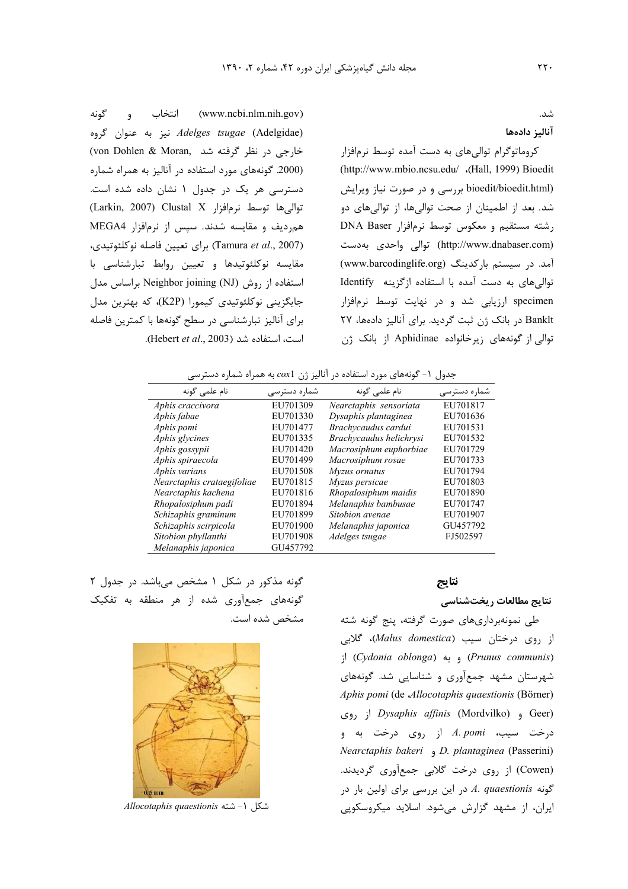شد.

**آنالیز داده‌ها**

کروماتوگرام توالی‌های به دست آمده توسط نرم‌افزار Bioedit (Hall, 1999)، (http://www.mbio.ncsu.edu/bioedit/bioedit.html) بررسی و در صورت نیاز ویرایش شد. بعد از اطمینان از صحت توالی‌ها، از توالی‌های دو رشته مستقیم و معکوس توسط نرم‌افزار DNA Baser (http://www.dnabaser.com) توالی واحدی به‌دست آمد. در سیستم بارکدینگ (www.barcodinglife.org) توالی‌های به دست آمده با استفاده ازگزینه Identify specimen ارزیابی شد و در نهایت توسط نرم‌افزار Bankİt در بانک ژن ثبت گردید. برای آنالیز داده‌ها، ۲۷ توالی از گونه‌های زیرخانواده Aphidinae از بانک ژن (www.ncbi.nlm.nih.gov) انتخاب و گونه *Adelges tsugae* (Adelgidae) نیز به عنوان گروه خارجی در نظر گرفته شد (von Dohlen & Moran, 2000). گونه‌های مورد استفاده در آنالیز به همراه شماره دسترسی هر یک در جدول ۱ نشان داده شده است. توالی‌ها توسط نرم‌افزار Clustal X (Larkin, 2007) هم‌ردیف و مقایسه شدند. سپس از نرم‌افزار MEGA4 (Tamura *et al*., 2007) برای تعیین فاصله نوکلئوتیدی، مقایسه نوکلئوتیدها و تعیین روابط تبارشناسی با استفاده از روش Neighbor joining (NJ) براساس مدل جایگزینی نوکلئوتیدی کیمورا (K2P)، که بهترین مدل برای آنالیز تبارشناسی در سطح گونه‌ها با کمترین فاصله است، استفاده شد (Hebert *et al*., 2003).

جدول ۱- گونه‌های مورد استفاده در آنالیز ژن *cox1* به همراه شماره دسترسی

| شماره دسترسی | نام علمی گونه | شماره دسترسی | نام علمی گونه |
|---|---|---|---|
| EU701817 | *Nearctaphis sensoriata* | EU701309 | *Aphis craccivora* |
| EU701636 | *Dysaphis plantaginea* | EU701330 | *Aphis fabae* |
| EU701531 | *Brachycaudus cardui* | EU701477 | *Aphis pomi* |
| EU701532 | *Brachycaudus helichrysi* | EU701335 | *Aphis glycines* |
| EU701729 | *Macrosiphum euphorbiae* | EU701420 | *Aphis gossypii* |
| EU701733 | *Macrosiphum rosae* | EU701499 | *Aphis spiraecola* |
| EU701794 | *Myzus ornatus* | EU701508 | *Aphis varians* |
| EU701803 | *Myzus persicae* | EU701815 | *Nearctaphis crataegifoliae* |
| EU701890 | *Rhopalosiphum maidis* | EU701816 | *Nearctaphis kachena* |
| EU701747 | *Melanaphis bambusae* | EU701894 | *Rhopalosiphum padi* |
| EU701907 | *Sitobion avenae* | EU701899 | *Schizaphis graminum* |
| GU457792 | *Melanaphis japonica* | EU701900 | *Schizaphis scirpicola* |
| FJ502597 | *Adelges tsugae* | EU701908 | *Sitobion phyllanthi* |
| | | GU457792 | *Melanaphis japonica* |

## نتایج

### نتایج مطالعات ریخت‌شناسی

طی نمونه‌برداری‌های صورت گرفته، پنج گونه شته از روی درختان سیب (*Malus domestica*)، گلابی (*Prunus communis*) و به (*Cydonia oblonga*) از شهرستان مشهد جمع‌آوری و شناسایی شد. گونه‌های *Aphis pomi* (de Geer و *Allocotaphis quaestionis* (Börner) و *Dysaphis affinis* (Mordvilko) از روی درخت سیب، *A. pomi* از روی درخت به و *Nearctaphis bakeri* و *D. plantaginea* (Passerini) (Cowen) از روی درخت گلابی جمع‌آوری گردیدند. گونه *A. quaestionis* در این بررسی برای اولین بار در ایران، از مشهد گزارش می‌شود. اسلاید میکروسکوپی گونه مذکور در شکل ۱ مشخص می‌باشد. در جدول ۲ گونه‌های جمع‌آوری شده از هر منطقه به تفکیک مشخص شده است.

شکل ۱- شته *Allocotaphis quaestionis*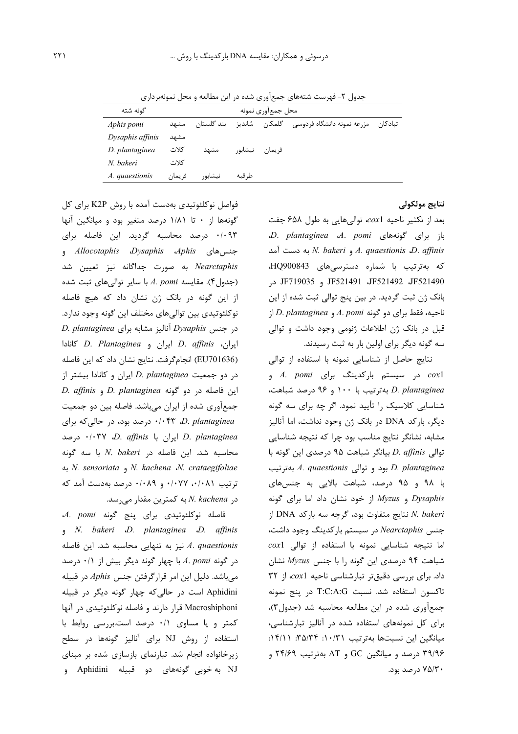جدول ۲- فهرست شته‌های جمع‌آوری شده در این مطالعه و محل نمونه‌برداری

| گونه شته | محل جمع‌آوری نمونه | | | | | |
|---|---|---|---|---|---|---|
| *Aphis pomi* | مشهد | بند گلستان | شاندیز | گلمکان | مزرعه نمونه دانشگاه فردوسی | تبادکان |
| *Dysaphis affinis* | مشهد | | | | | |
| *D. plantaginea* | کلات | مشهد | نیشابور | فریمان | | |
| *N. bakeri* | کلات | | | | | |
| *A. quaestionis* | فریمان | نیشابور | طرقبه | | | |

## نتایج مولکولی

بعد از تکثیر ناحیه *cox1*، توالی‌هایی به طول ۶۵۸ جفت باز برای گونه‌های *A. pomi*، *D. plantaginea*، *D. affinis*، *A. quaestionis* و *N. bakeri* به دست آمد که به‌ترتیب با شماره دسترسی‌های HQ900843، JF521490، JF521492، JF521491 و JF719035 در بانک ژن ثبت گردید. در بین پنج توالی ثبت شده از این ناحیه، فقط برای دو گونه *A. pomi* و *D. plantaginea* از قبل در بانک ژن اطلاعات ژنومی وجود داشت و توالی سه گونه دیگر برای اولین بار به ثبت رسیدند.

نتایج حاصل از شناسایی نمونه با استفاده از توالی *cox1* در سیستم بارکدینگ برای *A. pomi* و *D. plantaginea* به‌ترتیب با ۱۰۰ و ۹۶ درصد شباهت، شناسایی کلاسیک را تأیید نمود. اگر چه برای سه گونه دیگر، بارکد DNA در بانک ژن وجود نداشت، اما آنالیز مشابه، نشانگر نتایج مناسب بود چرا که نتیجه شناسایی توالی *D. affinis* بیانگر شباهت ۹۵ درصدی این گونه با *D. plantaginea* بود و توالی *A. quaestionis* به‌ترتیب با ۹۸ و ۹۵ درصد، شباهت بالایی به جنس‌های *Dysaphis* و *Myzus* از خود نشان داد اما برای گونه *N. bakeri* نتایج متفاوت بود، گرچه سه بارکد DNA از جنس *Nearctaphis* در سیستم بارکدینگ وجود داشت، اما نتیجه شناسایی نمونه با استفاده از توالی *cox1* شباهت ۹۴ درصدی این گونه را با جنس *Myzus* نشان داد. برای بررسی دقیق‌تر تبارشناسی ناحیه *cox1*، از ۳۲ تاکسون استفاده شد. نسبت T:C:A:G در پنج نمونه جمع‌آوری شده در این مطالعه محاسبه شد (جدول۳)، برای کل نمونه‌های استفاده شده در آنالیز تبارشناسی، میانگین این نسبت‌ها به‌ترتیب ۱۰/۳۱: ۳۵/۳۴: ۱۴/۱۱: ۳۹/۹۶ درصد و میانگین GC و AT به‌ترتیب ۲۴/۶۹ و ۷۵/۳۰ درصد بود.

فواصل نوکلئوتیدی به‌دست آمده با روش K2P برای کل گونه‌ها از ۰ تا ۱/۸۱ درصد متغیر بود و میانگین آنها ۰/۰۹۳ درصد محاسبه گردید. این فاصله برای جنس‌های *Aphis*، *Dysaphis*، *Allocotaphis* و *Nearctaphis* به صورت جداگانه نیز تعیین شد (جدول۴). مقایسه *A. pomi* با سایر توالی‌های ثبت شده از این گونه در بانک ژن نشان داد که هیچ فاصله نوکلئوتیدی بین توالی‌های مختلف این گونه وجود ندارد. در جنس *Dysaphis* آنالیز مشابه برای *D. plantaginea* ایران، *D. affinis* ایران و *D. Plantaginea* کانادا (EU701636) انجام‌گرفت. نتایج نشان داد که این فاصله در دو جمعیت *D. plantaginea* ایران و کانادا بیشتر از این فاصله در دو گونه *D. plantaginea* و *D. affinis* جمع‌آوری شده از ایران می‌باشد. فاصله بین دو جمعیت *D. plantaginea*، ۰/۰۴۳ درصد بود، در حالی‌که برای *D. plantaginea* ایران با *D. affinis*، ۰/۰۳۷ درصد محاسبه شد. این فاصله در *N. bakeri* با سه گونه *N. crataegifoliae*، *N. kachena* و *N. sensoriata* به ترتیب ۰/۰۸۱، ۰/۰۷۷ و ۰/۰۸۹ درصد به‌دست آمد که در *N. kachena* به کمترین مقدار می‌رسد.

فاصله نوکلئوتیدی برای پنج گونه *A. pomi*، *D. affinis*، *D. plantaginea*، *N. bakeri* و *A. quaestionis* نیز به تنهایی محاسبه شد. این فاصله در گونه *A. pomi* با چهار گونه دیگر بیش از ۰/۱ درصد می‌باشد. دلیل این امر قرارگرفتن جنس *Aphis* در قبیله Aphidini است در حالی‌که چهار گونه دیگر در قبیله Macroshiphoni قرار دارند و فاصله نوکلئوتیدی در آنها کمتر و یا مساوی ۰/۱ درصد است.بررسی روابط با استفاده از روش NJ برای آنالیز گونه‌ها در سطح زیرخانواده انجام شد. تبارنمای بازسازی شده بر مبنای NJ به خوبی گونه‌های دو قبیله Aphidini و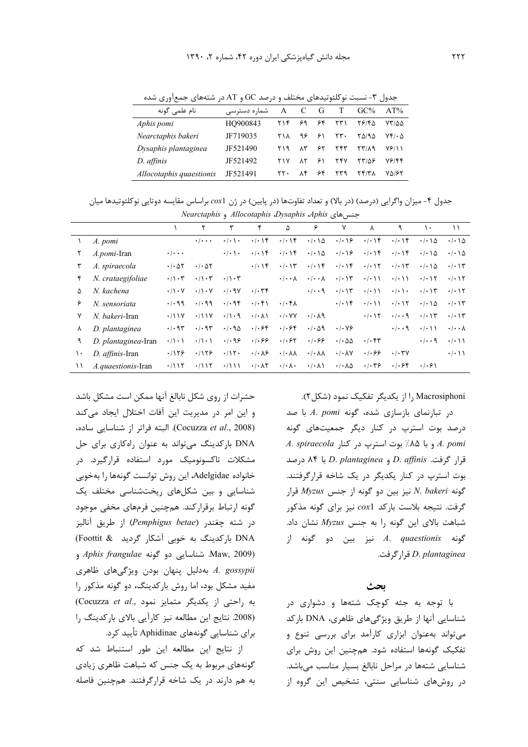جدول ۳- نسبت نوکلئوتیدهای مختلف و درصد GC و AT در شته‌های جمع‌آوری شده

| نام علمی گونه | شماره دسترسی | A | C | G | T | GC% | AT% |
|---|---|---|---|---|---|---|---|
| *Aphis pomi* | HQ900843 | ۲۱۴ | ۶۹ | ۶۴ | ۲۳۱ | ۲۶/۴۵ | ۷۳/۵۵ |
| *Nearctaphis bakeri* | JF719035 | ۲۱۸ | ۹۶ | ۶۱ | ۲۳۰ | ۲۵/۹۵ | ۷۴/۰۵ |
| *Dysaphis plantaginea* | JF521490 | ۲۱۹ | ۸۳ | ۶۲ | ۲۴۳ | ۲۳/۸۹ | ۷۶/۱۱ |
| *D. affinis* | JF521492 | ۲۱۷ | ۸۲ | ۶۱ | ۲۴۷ | ۲۳/۵۶ | ۷۶/۴۴ |
| *Allocotaphis quaestionis* | JF521491 | ۲۲۰ | ۸۴ | ۶۴ | ۲۳۹ | ۲۴/۳۸ | ۷۵/۶۲ |

جدول ۴- میزان واگرایی (درصد) (در بالا) و تعداد تفاوت‌ها (در پایین) در ژن *cox1* براساس مقایسه دوتایی نوکلئوتیدها میان جنس‌های *Aphis*، *Dysaphis*، *Allocotaphis* و *Nearctaphis*

| | | ۱ | ۲ | ۳ | ۴ | ۵ | ۶ | ۷ | ۸ | ۹ | ۱۰ | ۱۱ |
|---|---|---|---|---|---|---|---|---|---|---|---|---|
| ۱ | *A. pomi* | | ۰/۰۰۰ | ۰/۰۱۰ | ۰/۰۱۴ | ۰/۰۱۴ | ۰/۰۱۵ | ۰/۰۱۶ | ۰/۰۱۴ | ۰/۰۱۴ | ۰/۰۱۵ | ۰/۰۱۵ |
| ۲ | *A.pomi*-Iran | ۰/۰۰۰ | | ۰/۰۱۰ | ۰/۰۱۴ | ۰/۰۱۴ | ۰/۰۱۵ | ۰/۰۱۶ | ۰/۰۱۴ | ۰/۰۱۴ | ۰/۰۱۵ | ۰/۰۱۵ |
| ۳ | *A. spiraecola* | ۰/۰۵۲ | ۰/۰۵۲ | | ۰/۰۱۴ | ۰/۰۱۳ | ۰/۰۱۴ | ۰/۰۱۴ | ۰/۰۱۲ | ۰/۰۱۳ | ۰/۰۱۵ | ۰/۰۱۳ |
| ۴ | *N. crataegifoliae* | ۰/۱۰۳ | ۰/۱۰۳ | ۰/۱۰۳ | | ۰/۰۰۸ | ۰/۰۰۸ | ۰/۰۱۳ | ۰/۰۱۱ | ۰/۰۱۱ | ۰/۰۱۲ | ۰/۰۱۲ |
| ۵ | *N. kachena* | ۰/۱۰۷ | ۰/۱۰۷ | ۰/۰۹۷ | ۰/۰۳۴ | | ۰/۰۰۹ | ۰/۰۱۳ | ۰/۰۱۱ | ۰/۰۱۰ | ۰/۰۱۳ | ۰/۰۱۲ |
| ۶ | *N. sensoriata* | ۰/۰۹۹ | ۰/۰۹۹ | ۰/۰۹۴ | ۰/۰۴۱ | ۰/۰۴۸ | | ۰/۰۱۴ | ۰/۰۱۱ | ۰/۰۱۲ | ۰/۰۱۵ | ۰/۰۱۳ |
| ۷ | *N. bakeri*-Iran | ۰/۱۱۷ | ۰/۱۱۷ | ۰/۱۰۹ | ۰/۰۸۱ | ۰/۰۷۷ | ۰/۰۸۹ | | ۰/۰۱۲ | ۰/۰۰۹ | ۰/۰۱۳ | ۰/۰۱۳ |
| ۸ | *D. plantaginea* | ۰/۰۹۳ | ۰/۰۹۳ | ۰/۰۹۵ | ۰/۰۶۴ | ۰/۰۶۴ | ۰/۰۵۹ | ۰/۰۷۶ | | ۰/۰۰۹ | ۰/۰۱۱ | ۰/۰۰۸ |
| ۹ | *D. plantaginea*-Iran | ۰/۱۰۱ | ۰/۱۰۱ | ۰/۰۹۶ | ۰/۰۶۶ | ۰/۰۶۲ | ۰/۰۶۶ | ۰/۰۵۵ | ۰/۰۴۳ | | ۰/۰۰۹ | ۰/۰۱۱ |
| ۱۰ | *D. affinis*-Iran | ۰/۱۲۶ | ۰/۱۲۶ | ۰/۱۲۰ | ۰/۰۸۶ | ۰/۰۸۸ | ۰/۰۸۸ | ۰/۰۸۷ | ۰/۰۶۶ | ۰/۰۳۷ | | ۰/۰۱۱ |
| ۱۱ | *A.quaestionis*-Iran | ۰/۱۱۲ | ۰/۱۱۲ | ۰/۱۱۱ | ۰/۰۸۲ | ۰/۰۸۰ | ۰/۰۸۱ | ۰/۰۸۵ | ۰/۰۳۶ | ۰/۰۶۴ | ۰/۰۶۱ | |

Macrosiphoni را از یکدیگر تفکیک نمود (شکل۲).

در تبارنمای بازسازی شده، گونه *A. pomi* با صد درصد بوت استرپ در کنار دیگر جمعیت‌های گونه *A. pomi* و با ۸۵٪ بوت استرپ در کنار *A. spiraecola* قرار گرفت. *D. affinis* و *D. plantaginea* با ۸۴ درصد بوت استرپ در کنار یکدیگر در یک شاخه قرارگرفتند. گونه *N. bakeri* نیز بین دو گونه از جنس *Myzus* قرار گرفت. نتیجه بلاست بارکد *cox1* نیز برای گونه مذکور شباهت بالای این گونه را به جنس *Myzus* نشان داد. گونه *A. quaestionis* نیز بین دو گونه از *D. plantaginea* قرارگرفت.

## بحث

با توجه به جثه کوچک شته‌ها و دشواری در شناسایی آنها از طریق ویژگی‌های ظاهری، DNA بارکد می‌تواند به‌عنوان ابزاری کارآمد برای بررسی تنوع و تفکیک گونه‌ها استفاده شود. هم‌چنین این روش برای شناسایی شته‌ها در مراحل نابالغ بسیار مناسب می‌باشد. در روش‌های شناسایی سنتی، تشخیص این گروه از حشرات از روی شکل نابالغ آنها ممکن است مشکل باشد و این امر در مدیریت این آفات اختلال ایجاد می‌کند (Cocuzza *et al*., 2008). البته فراتر از شناسایی ساده، DNA بارکدینگ می‌تواند به عنوان راه‌کاری برای حل مشکلات تاکسونومیک مورد استفاده قرارگیرد. در خانواده Adelgidae، این روش توانست گونه‌ها را به‌خوبی شناسایی و بین شکل‌های ریخت‌شناسی مختلف یک گونه ارتباط برقرارکند. هم‌چنین فرم‌های مخفی موجود در شته چغندر (*Pemphigus betae*) از طریق آنالیز DNA بارکدینگ به خوبی آشکار گردید (Foottit & Maw, 2009). شناسایی دو گونه *Aphis frangulae* و *A. gossypii* به‌دلیل پنهان بودن ویژگی‌های ظاهری مفید مشکل بود، اما روش بارکدینگ، دو گونه مذکور را به راحتی از یکدیگر متمایز نمود (Cocuzza *et al*., 2008). نتایج این مطالعه نیز کارآیی بالای بارکدینگ را برای شناسایی گونه‌های Aphidinae تأیید کرد.

از نتایج این مطالعه این طور استنباط شد که گونه‌های مربوط به یک جنس که شباهت ظاهری زیادی به هم دارند در یک شاخه قرارگرفتند. هم‌چنین فاصله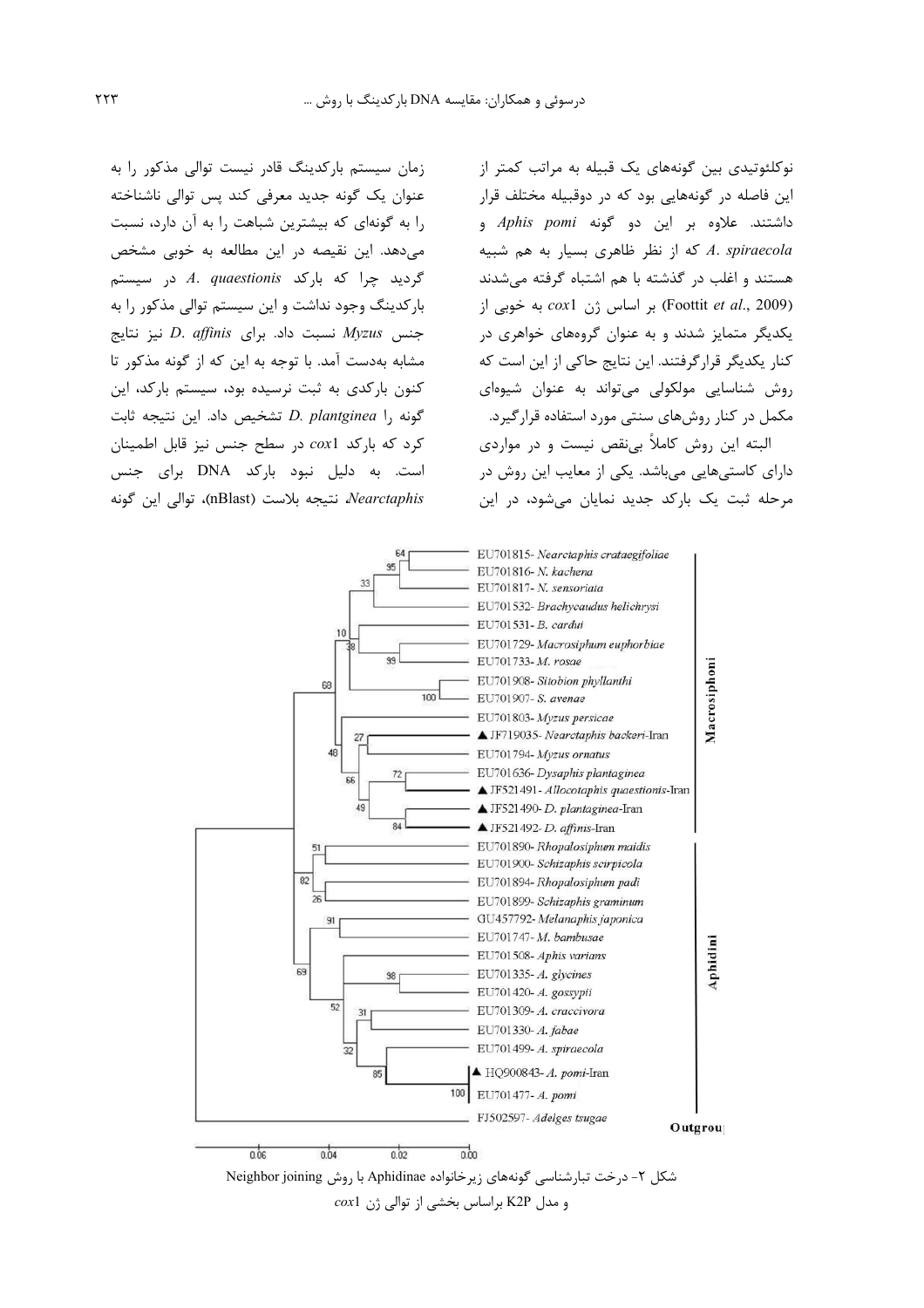نوکلئوتیدی بین گونه‌های یک قبیله به مراتب کمتر از این فاصله در گونه‌هایی بود که در دوقبیله مختلف قرار داشتند. علاوه بر این دو گونه *Aphis pomi* و *A. spiraecola* که از نظر ظاهری بسیار به هم شبیه هستند و اغلب در گذشته با هم اشتباه گرفته می‌شدند (Foottit *et al.*, 2009) بر اساس ژن *cox*1 به خوبی از یکدیگر متمایز شدند و به عنوان گروه‌های خواهری در کنار یکدیگر قرارگرفتند. این نتایج حاکی از این است که روش شناسایی مولکولی می‌تواند به عنوان شیوه‌ای مکمل در کنار روش‌های سنتی مورد استفاده قرارگیرد.

البته این روش کاملاً بی‌نقص نیست و در مواردی دارای کاستی‌هایی می‌باشد. یکی از معایب این روش در مرحله ثبت یک بارکد جدید نمایان می‌شود، در این زمان سیستم بارکدینگ قادر نیست توالی مذکور را به عنوان یک گونه جدید معرفی کند پس توالی ناشناخته را به گونه‌ای که بیشترین شباهت را به آن دارد، نسبت می‌دهد. این نقیصه در این مطالعه به خوبی مشخص گردید چرا که بارکد *A. quaestionis* در سیستم بارکدینگ وجود نداشت و این سیستم توالی مذکور را به جنس *Myzus* نسبت داد. برای *D. affinis* نیز نتایج مشابه به‌دست آمد. با توجه به این که از گونه مذکور تا کنون بارکدی به ثبت نرسیده بود، سیستم بارکد، این گونه را *D. plantginea* تشخیص داد. این نتیجه ثابت کرد که بارکد *cox*1 در سطح جنس نیز قابل اطمینان است. به دلیل نبود بارکد DNA برای جنس *Nearctaphis*، نتیجه بلاست (nBlast)، توالی این گونه

شکل ۲- درخت تبارشناسی گونه‌های زیرخانواده Aphidinae با روش Neighbor joining و مدل K2P براساس بخشی از توالی ژن *cox*1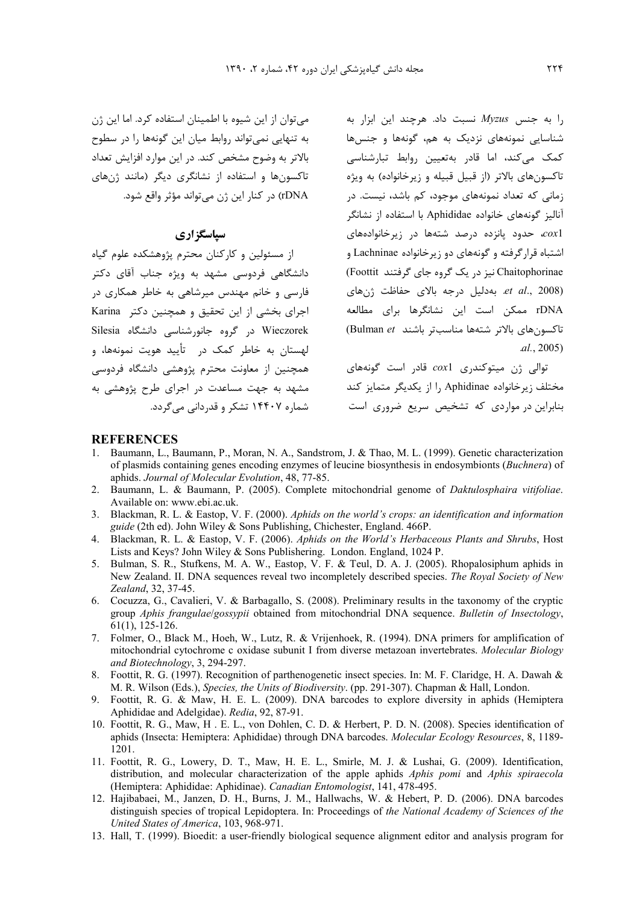را به جنس *Myzus* نسبت داد. هرچند این ابزار به شناسایی نمونه‌های نزدیک به هم، گونه‌ها و جنس‌ها کمک می‌کند، اما قادر به‌تعیین روابط تبارشناسی تاکسون‌های بالاتر (از قبیل قبیله و زیرخانواده) به ویژه زمانی که تعداد نمونه‌های موجود، کم باشد، نیست. در آنالیز گونه‌های خانواده Aphididae با استفاده از نشانگر *cox*1، حدود پانزده درصد شته‌ها در زیرخانواده‌های اشتباه قرارگرفته و گونه‌های دو زیرخانواده Lachninae و Chaitophorinae نیز در یک گروه جای گرفتند (Foottit *et al.*, 2008). به‌دلیل درجه بالای حفاظت ژن‌های rDNA ممکن است این نشانگرها برای مطالعه تاکسون‌های بالاتر شته‌ها مناسب‌تر باشند (Bulman *et al.*, 2005).

توالی ژن میتوکندری *cox*1 قادر است گونه‌های مختلف زیرخانواده Aphidinae را از یکدیگر متمایز کند بنابراین در مواردی که تشخیص سریع ضروری است می‌توان از این شیوه با اطمینان استفاده کرد. اما این ژن به تنهایی نمی‌تواند روابط میان این گونه‌ها را در سطوح بالاتر به وضوح مشخص کند. در این موارد افزایش تعداد تاکسون‌ها و استفاده از نشانگری دیگر (مانند ژن‌های rDNA) در کنار این ژن می‌تواند مؤثر واقع شود.

## سپاسگزاری

از مسئولین و کارکنان محترم پژوهشکده علوم گیاه دانشگاهی فردوسی مشهد به ویژه جناب آقای دکتر فارسی و خانم مهندس میرشاهی به خاطر همکاری در اجرای بخشی از این تحقیق و همچنین دکتر Karina Wieczorek در گروه جانورشناسی دانشگاه Silesia لهستان به خاطر کمک در تأیید هویت نمونه‌ها، و همچنین از معاونت محترم پژوهشی دانشگاه فردوسی مشهد به جهت مساعدت در اجرای طرح پژوهشی به شماره ۱۴۴۰۷ تشکر و قدردانی می‌گردد.

## REFERENCES

1. Baumann, L., Baumann, P., Moran, N. A., Sandstrom, J. & Thao, M. L. (1999). Genetic characterization of plasmids containing genes encoding enzymes of leucine biosynthesis in endosymbionts (*Buchnera*) of aphids. *Journal of Molecular Evolution*, 48, 77-85.
2. Baumann, L. & Baumann, P. (2005). Complete mitochondrial genome of *Daktulosphaira vitifoliae*. Available on: www.ebi.ac.uk.
3. Blackman, R. L. & Eastop, V. F. (2000). *Aphids on the world's crops: an identification and information guide* (2th ed). John Wiley & Sons Publishing, Chichester, England. 466P.
4. Blackman, R. L. & Eastop, V. F. (2006). *Aphids on the World's Herbaceous Plants and Shrubs*, Host Lists and Keys? John Wiley & Sons Publishering. London. England, 1024 P.
5. Bulman, S. R., Stufkens, M. A. W., Eastop, V. F. & Teul, D. A. J. (2005). Rhopalosiphum aphids in New Zealand. II. DNA sequences reveal two incompletely described species. *The Royal Society of New Zealand*, 32, 37-45.
6. Cocuzza, G., Cavalieri, V. & Barbagallo, S. (2008). Preliminary results in the taxonomy of the cryptic group *Aphis frangulae*/*gossypii* obtained from mitochondrial DNA sequence. *Bulletin of Insectology*, 61(1), 125-126.
7. Folmer, O., Black M., Hoeh, W., Lutz, R. & Vrijenhoek, R. (1994). DNA primers for amplification of mitochondrial cytochrome c oxidase subunit I from diverse metazoan invertebrates. *Molecular Biology and Biotechnology*, 3, 294-297.
8. Foottit, R. G. (1997). Recognition of parthenogenetic insect species. In: M. F. Claridge, H. A. Dawah & M. R. Wilson (Eds.), *Species, the Units of Biodiversity*. (pp. 291-307). Chapman & Hall, London.
9. Foottit, R. G. & Maw, H. E. L. (2009). DNA barcodes to explore diversity in aphids (Hemiptera Aphididae and Adelgidae). *Redia*, 92, 87-91.
10. Foottit, R. G., Maw, H . E. L., von Dohlen, C. D. & Herbert, P. D. N. (2008). Species identification of aphids (Insecta: Hemiptera: Aphididae) through DNA barcodes. *Molecular Ecology Resources*, 8, 1189-1201.
11. Foottit, R. G., Lowery, D. T., Maw, H. E. L., Smirle, M. J. & Lushai, G. (2009). Identification, distribution, and molecular characterization of the apple aphids *Aphis pomi* and *Aphis spiraecola* (Hemiptera: Aphididae: Aphidinae). *Canadian Entomologist*, 141, 478-495.
12. Hajibabaei, M., Janzen, D. H., Burns, J. M., Hallwachs, W. & Hebert, P. D. (2006). DNA barcodes distinguish species of tropical Lepidoptera. In: Proceedings of *the National Academy of Sciences of the United States of America*, 103, 968-971.
13. Hall, T. (1999). Bioedit: a user-friendly biological sequence alignment editor and analysis program for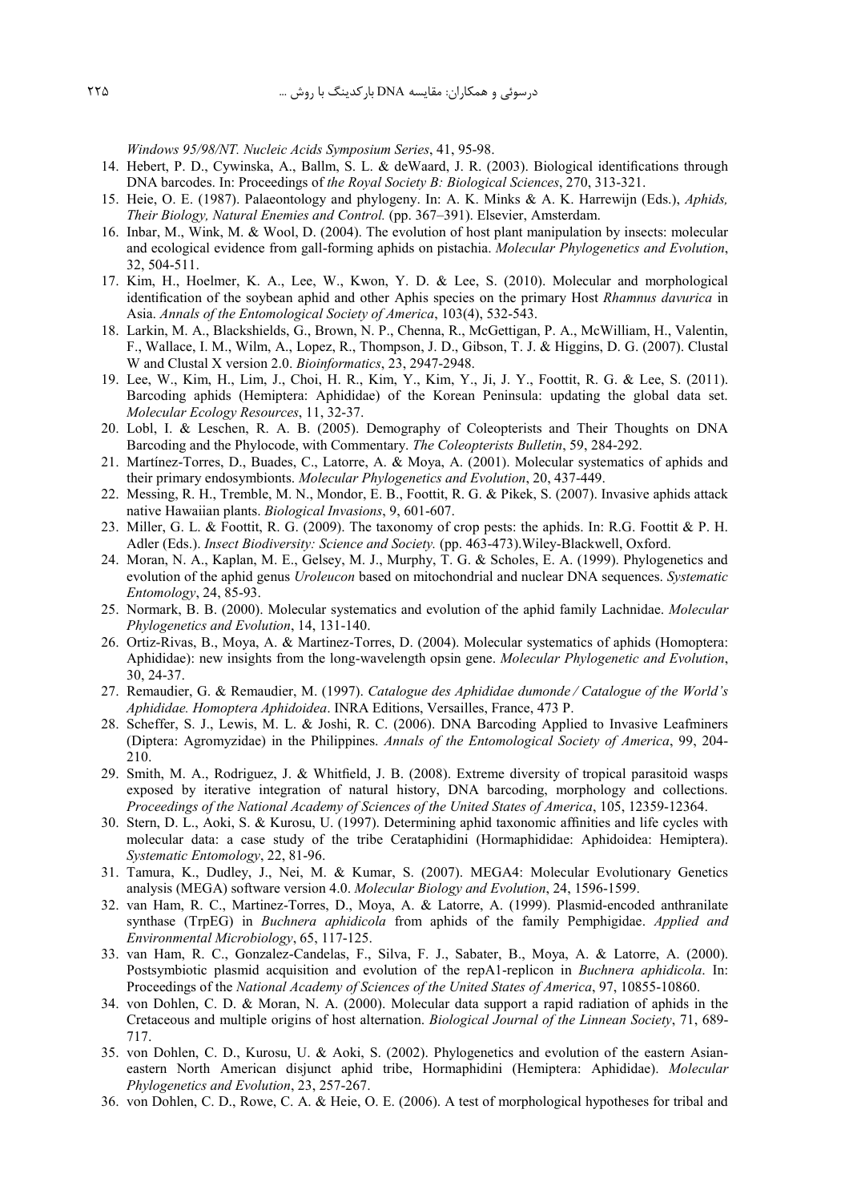*Windows 95/98/NT. Nucleic Acids Symposium Series*, 41, 95-98.

14. Hebert, P. D., Cywinska, A., Ballm, S. L. & deWaard, J. R. (2003). Biological identifications through DNA barcodes. In: Proceedings of *the Royal Society B: Biological Sciences*, 270, 313-321.
15. Heie, O. E. (1987). Palaeontology and phylogeny. In: A. K. Minks & A. K. Harrewijn (Eds.), *Aphids, Their Biology, Natural Enemies and Control.* (pp. 367–391). Elsevier, Amsterdam.
16. Inbar, M., Wink, M. & Wool, D. (2004). The evolution of host plant manipulation by insects: molecular and ecological evidence from gall-forming aphids on pistachia. *Molecular Phylogenetics and Evolution*, 32, 504-511.
17. Kim, H., Hoelmer, K. A., Lee, W., Kwon, Y. D. & Lee, S. (2010). Molecular and morphological identification of the soybean aphid and other Aphis species on the primary Host *Rhamnus davurica* in Asia. *Annals of the Entomological Society of America*, 103(4), 532-543.
18. Larkin, M. A., Blackshields, G., Brown, N. P., Chenna, R., McGettigan, P. A., McWilliam, H., Valentin, F., Wallace, I. M., Wilm, A., Lopez, R., Thompson, J. D., Gibson, T. J. & Higgins, D. G. (2007). Clustal W and Clustal X version 2.0. *Bioinformatics*, 23, 2947-2948.
19. Lee, W., Kim, H., Lim, J., Choi, H. R., Kim, Y., Kim, Y., Ji, J. Y., Foottit, R. G. & Lee, S. (2011). Barcoding aphids (Hemiptera: Aphididae) of the Korean Peninsula: updating the global data set. *Molecular Ecology Resources*, 11, 32-37.
20. Lobl, I. & Leschen, R. A. B. (2005). Demography of Coleopterists and Their Thoughts on DNA Barcoding and the Phylocode, with Commentary. *The Coleopterists Bulletin*, 59, 284-292.
21. Martínez-Torres, D., Buades, C., Latorre, A. & Moya, A. (2001). Molecular systematics of aphids and their primary endosymbionts. *Molecular Phylogenetics and Evolution*, 20, 437-449.
22. Messing, R. H., Tremble, M. N., Mondor, E. B., Foottit, R. G. & Pikek, S. (2007). Invasive aphids attack native Hawaiian plants. *Biological Invasions*, 9, 601-607.
23. Miller, G. L. & Foottit, R. G. (2009). The taxonomy of crop pests: the aphids. In: R.G. Foottit & P. H. Adler (Eds.). *Insect Biodiversity: Science and Society.* (pp. 463-473).Wiley-Blackwell, Oxford.
24. Moran, N. A., Kaplan, M. E., Gelsey, M. J., Murphy, T. G. & Scholes, E. A. (1999). Phylogenetics and evolution of the aphid genus *Uroleucon* based on mitochondrial and nuclear DNA sequences. *Systematic Entomology*, 24, 85-93.
25. Normark, B. B. (2000). Molecular systematics and evolution of the aphid family Lachnidae. *Molecular Phylogenetics and Evolution*, 14, 131-140.
26. Ortiz-Rivas, B., Moya, A. & Martinez-Torres, D. (2004). Molecular systematics of aphids (Homoptera: Aphididae): new insights from the long-wavelength opsin gene. *Molecular Phylogenetic and Evolution*, 30, 24-37.
27. Remaudier, G. & Remaudier, M. (1997). *Catalogue des Aphididae dumonde / Catalogue of the World's Aphididae. Homoptera Aphidoidea*. INRA Editions, Versailles, France, 473 P.
28. Scheffer, S. J., Lewis, M. L. & Joshi, R. C. (2006). DNA Barcoding Applied to Invasive Leafminers (Diptera: Agromyzidae) in the Philippines. *Annals of the Entomological Society of America*, 99, 204-210.
29. Smith, M. A., Rodriguez, J. & Whitfield, J. B. (2008). Extreme diversity of tropical parasitoid wasps exposed by iterative integration of natural history, DNA barcoding, morphology and collections. *Proceedings of the National Academy of Sciences of the United States of America*, 105, 12359-12364.
30. Stern, D. L., Aoki, S. & Kurosu, U. (1997). Determining aphid taxonomic affinities and life cycles with molecular data: a case study of the tribe Cerataphidini (Hormaphididae: Aphidoidea: Hemiptera). *Systematic Entomology*, 22, 81-96.
31. Tamura, K., Dudley, J., Nei, M. & Kumar, S. (2007). MEGA4: Molecular Evolutionary Genetics analysis (MEGA) software version 4.0. *Molecular Biology and Evolution*, 24, 1596-1599.
32. van Ham, R. C., Martinez-Torres, D., Moya, A. & Latorre, A. (1999). Plasmid-encoded anthranilate synthase (TrpEG) in *Buchnera aphidicola* from aphids of the family Pemphigidae. *Applied and Environmental Microbiology*, 65, 117-125.
33. van Ham, R. C., Gonzalez-Candelas, F., Silva, F. J., Sabater, B., Moya, A. & Latorre, A. (2000). Postsymbiotic plasmid acquisition and evolution of the repA1-replicon in *Buchnera aphidicola*. In: Proceedings of the *National Academy of Sciences of the United States of America*, 97, 10855-10860.
34. von Dohlen, C. D. & Moran, N. A. (2000). Molecular data support a rapid radiation of aphids in the Cretaceous and multiple origins of host alternation. *Biological Journal of the Linnean Society*, 71, 689-717.
35. von Dohlen, C. D., Kurosu, U. & Aoki, S. (2002). Phylogenetics and evolution of the eastern Asian-eastern North American disjunct aphid tribe, Hormaphidini (Hemiptera: Aphididae). *Molecular Phylogenetics and Evolution*, 23, 257-267.
36. von Dohlen, C. D., Rowe, C. A. & Heie, O. E. (2006). A test of morphological hypotheses for tribal and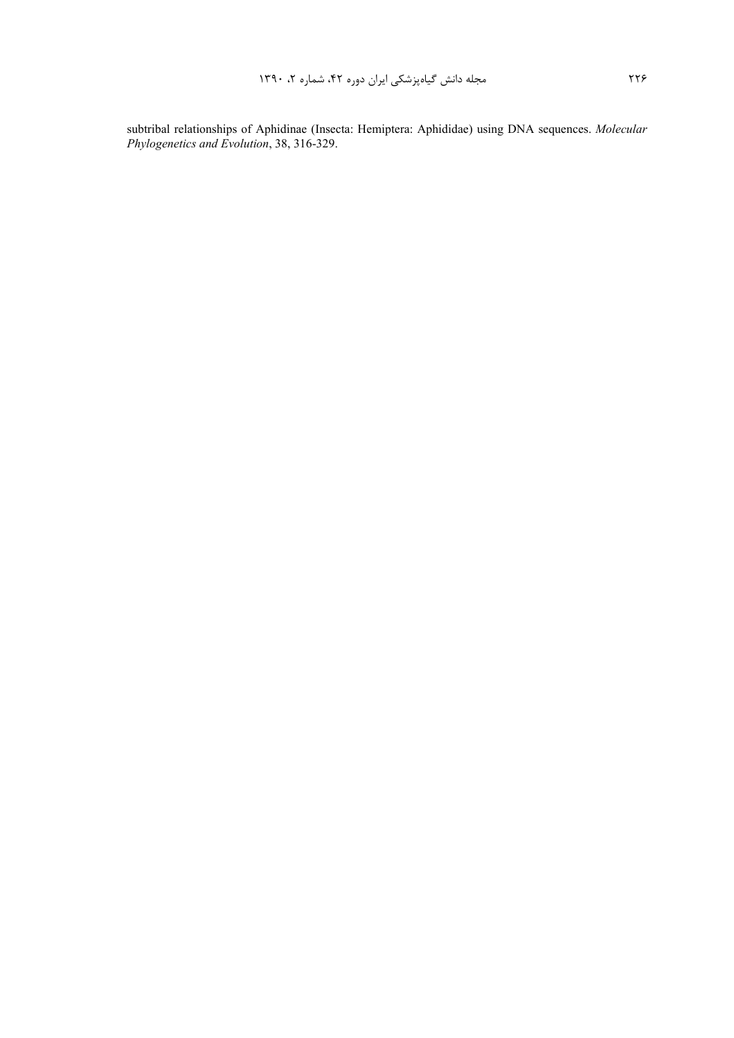subtribal relationships of Aphidinae (Insecta: Hemiptera: Aphididae) using DNA sequences. *Molecular Phylogenetics and Evolution*, 38, 316-329.